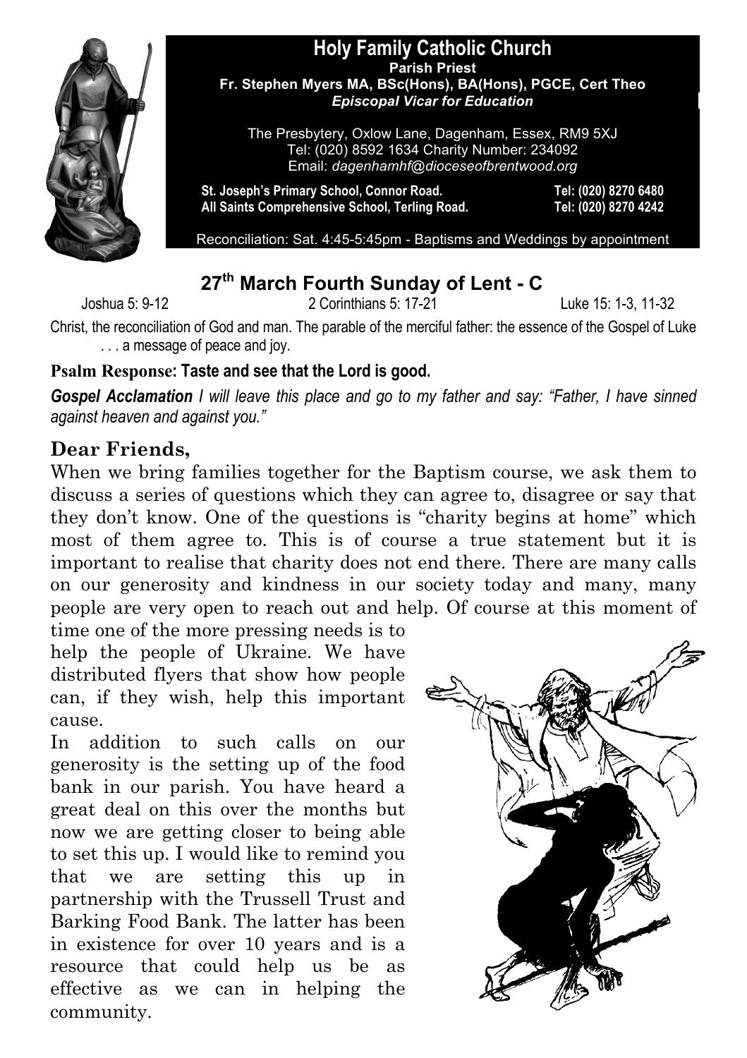# Holy Family Catholic Church

**Parish Priest**
**Fr. Stephen Myers MA, BSc(Hons), BA(Hons), PGCE, Cert Theo**
***Episcopal Vicar for Education***

The Presbytery, Oxlow Lane, Dagenham, Essex, RM9 5XJ
Tel: (020) 8592 1634 Charity Number: 234092
Email: *dagenhamhf@dioceseofbrentwood.org*

**St. Joseph's Primary School, Connor Road.** **Tel: (020) 8270 6480**
**All Saints Comprehensive School, Terling Road.** **Tel: (020) 8270 4242**

Reconciliation: Sat. 4:45-5:45pm - Baptisms and Weddings by appointment

## 27th March Fourth Sunday of Lent - C

Joshua 5: 9-12 | 2 Corinthians 5: 17-21 | Luke 15: 1-3, 11-32

Christ, the reconciliation of God and man. The parable of the merciful father: the essence of the Gospel of Luke . . . a message of peace and joy.

**Psalm Response: Taste and see that the Lord is good.**

***Gospel Acclamation*** *I will leave this place and go to my father and say: "Father, I have sinned against heaven and against you."*

### Dear Friends,

When we bring families together for the Baptism course, we ask them to discuss a series of questions which they can agree to, disagree or say that they don't know. One of the questions is "charity begins at home" which most of them agree to. This is of course a true statement but it is important to realise that charity does not end there. There are many calls on our generosity and kindness in our society today and many, many people are very open to reach out and help. Of course at this moment of time one of the more pressing needs is to help the people of Ukraine. We have distributed flyers that show how people can, if they wish, help this important cause.

In addition to such calls on our generosity is the setting up of the food bank in our parish. You have heard a great deal on this over the months but now we are getting closer to being able to set this up. I would like to remind you that we are setting this up in partnership with the Trussell Trust and Barking Food Bank. The latter has been in existence for over 10 years and is a resource that could help us be as effective as we can in helping the community.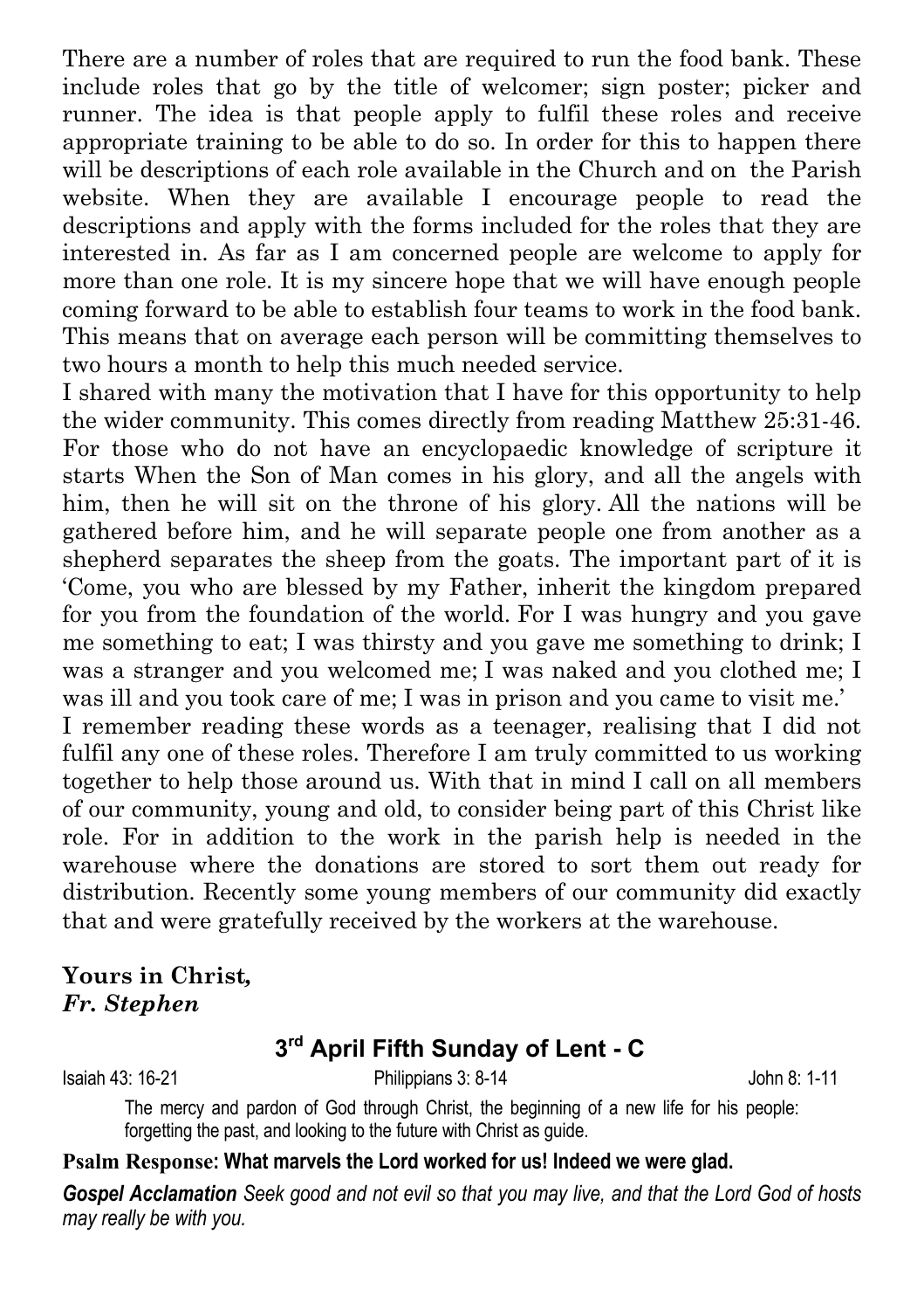There are a number of roles that are required to run the food bank. These include roles that go by the title of welcomer; sign poster; picker and runner. The idea is that people apply to fulfil these roles and receive appropriate training to be able to do so. In order for this to happen there will be descriptions of each role available in the Church and on the Parish website. When they are available I encourage people to read the descriptions and apply with the forms included for the roles that they are interested in. As far as I am concerned people are welcome to apply for more than one role. It is my sincere hope that we will have enough people coming forward to be able to establish four teams to work in the food bank. This means that on average each person will be committing themselves to two hours a month to help this much needed service.

I shared with many the motivation that I have for this opportunity to help the wider community. This comes directly from reading Matthew 25:31-46. For those who do not have an encyclopaedic knowledge of scripture it starts When the Son of Man comes in his glory, and all the angels with him, then he will sit on the throne of his glory. All the nations will be gathered before him, and he will separate people one from another as a shepherd separates the sheep from the goats. The important part of it is 'Come, you who are blessed by my Father, inherit the kingdom prepared for you from the foundation of the world. For I was hungry and you gave me something to eat; I was thirsty and you gave me something to drink; I was a stranger and you welcomed me; I was naked and you clothed me; I was ill and you took care of me; I was in prison and you came to visit me.'

I remember reading these words as a teenager, realising that I did not fulfil any one of these roles. Therefore I am truly committed to us working together to help those around us. With that in mind I call on all members of our community, young and old, to consider being part of this Christ like role. For in addition to the work in the parish help is needed in the warehouse where the donations are stored to sort them out ready for distribution. Recently some young members of our community did exactly that and were gratefully received by the workers at the warehouse.

**Yours in Christ,**
***Fr. Stephen***

## 3rd April Fifth Sunday of Lent - C

Isaiah 43: 16-21 — Philippians 3: 8-14 — John 8: 1-11

The mercy and pardon of God through Christ, the beginning of a new life for his people: forgetting the past, and looking to the future with Christ as guide.

**Psalm Response: What marvels the Lord worked for us! Indeed we were glad.**

***Gospel Acclamation*** *Seek good and not evil so that you may live, and that the Lord God of hosts may really be with you.*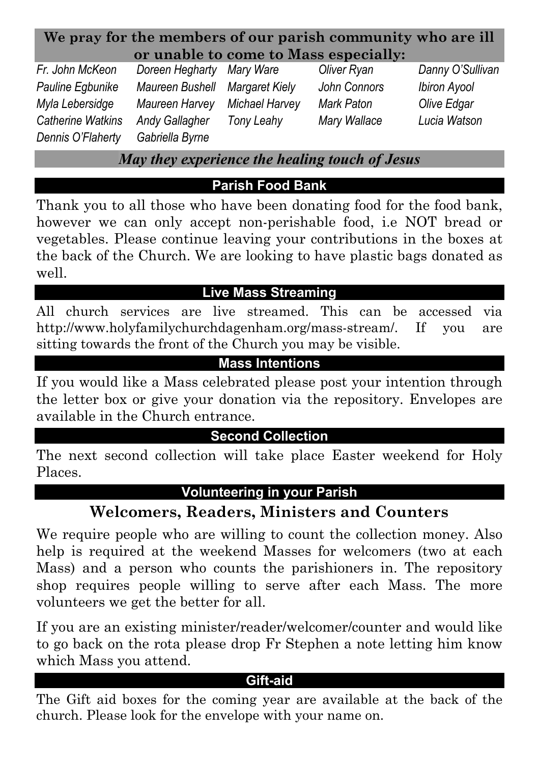**We pray for the members of our parish community who are ill or unable to come to Mass especially:**

| | | | | |
|---|---|---|---|---|
| *Fr. John McKeon* | *Doreen Hegharty* | *Mary Ware* | *Oliver Ryan* | *Danny O'Sullivan* |
| *Pauline Egbunike* | *Maureen Bushell* | *Margaret Kiely* | *John Connors* | *Ibiron Ayool* |
| *Myla Lebersidge* | *Maureen Harvey* | *Michael Harvey* | *Mark Paton* | *Olive Edgar* |
| *Catherine Watkins* | *Andy Gallagher* | *Tony Leahy* | *Mary Wallace* | *Lucia Watson* |
| *Dennis O'Flaherty* | *Gabriella Byrne* | | | |

***May they experience the healing touch of Jesus***

## Parish Food Bank

Thank you to all those who have been donating food for the food bank, however we can only accept non-perishable food, i.e NOT bread or vegetables. Please continue leaving your contributions in the boxes at the back of the Church. We are looking to have plastic bags donated as well.

## Live Mass Streaming

All church services are live streamed. This can be accessed via http://www.holyfamilychurchdagenham.org/mass-stream/. If you are sitting towards the front of the Church you may be visible.

## Mass Intentions

If you would like a Mass celebrated please post your intention through the letter box or give your donation via the repository. Envelopes are available in the Church entrance.

## Second Collection

The next second collection will take place Easter weekend for Holy Places.

## Volunteering in your Parish

### Welcomers, Readers, Ministers and Counters

We require people who are willing to count the collection money. Also help is required at the weekend Masses for welcomers (two at each Mass) and a person who counts the parishioners in. The repository shop requires people willing to serve after each Mass. The more volunteers we get the better for all.

If you are an existing minister/reader/welcomer/counter and would like to go back on the rota please drop Fr Stephen a note letting him know which Mass you attend.

## Gift-aid

The Gift aid boxes for the coming year are available at the back of the church. Please look for the envelope with your name on.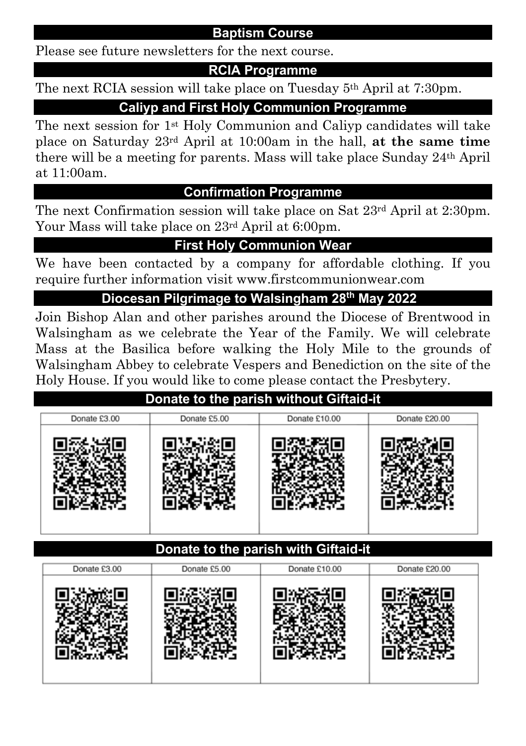## Baptism Course

Please see future newsletters for the next course.

## RCIA Programme

The next RCIA session will take place on Tuesday 5th April at 7:30pm.

## Caliyp and First Holy Communion Programme

The next session for 1st Holy Communion and Caliyp candidates will take place on Saturday 23rd April at 10:00am in the hall, **at the same time** there will be a meeting for parents. Mass will take place Sunday 24th April at 11:00am.

## Confirmation Programme

The next Confirmation session will take place on Sat 23rd April at 2:30pm. Your Mass will take place on 23rd April at 6:00pm.

## First Holy Communion Wear

We have been contacted by a company for affordable clothing. If you require further information visit www.firstcommunionwear.com

## Diocesan Pilgrimage to Walsingham 28th May 2022

Join Bishop Alan and other parishes around the Diocese of Brentwood in Walsingham as we celebrate the Year of the Family. We will celebrate Mass at the Basilica before walking the Holy Mile to the grounds of Walsingham Abbey to celebrate Vespers and Benediction on the site of the Holy House. If you would like to come please contact the Presbytery.

## Donate to the parish without Giftaid-it

| Donate £3.00 | Donate £5.00 | Donate £10.00 | Donate £20.00 |
|---|---|---|---|
| | | | |

## Donate to the parish with Giftaid-it

| Donate £3.00 | Donate £5.00 | Donate £10.00 | Donate £20.00 |
|---|---|---|---|
| | | | |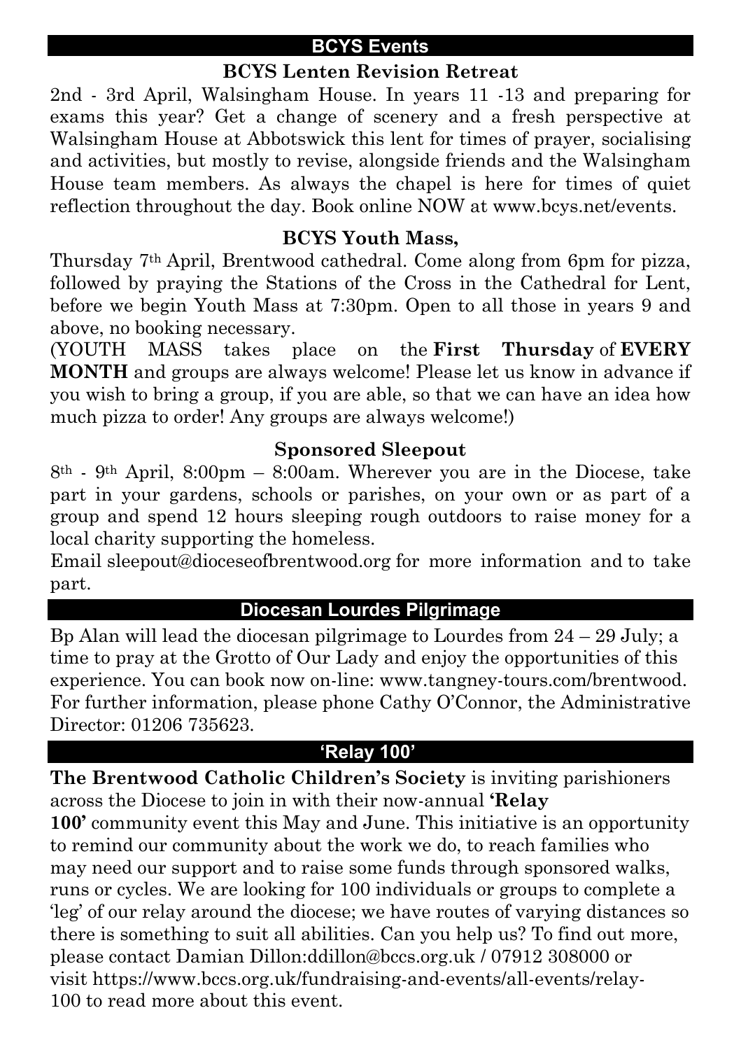## BCYS Events

### BCYS Lenten Revision Retreat

2nd - 3rd April, Walsingham House. In years 11 -13 and preparing for exams this year? Get a change of scenery and a fresh perspective at Walsingham House at Abbotswick this lent for times of prayer, socialising and activities, but mostly to revise, alongside friends and the Walsingham House team members. As always the chapel is here for times of quiet reflection throughout the day. Book online NOW at www.bcys.net/events.

### BCYS Youth Mass,

Thursday 7th April, Brentwood cathedral. Come along from 6pm for pizza, followed by praying the Stations of the Cross in the Cathedral for Lent, before we begin Youth Mass at 7:30pm. Open to all those in years 9 and above, no booking necessary.

(YOUTH MASS takes place on the **First Thursday** of **EVERY MONTH** and groups are always welcome! Please let us know in advance if you wish to bring a group, if you are able, so that we can have an idea how much pizza to order! Any groups are always welcome!)

### Sponsored Sleepout

8th - 9th April, 8:00pm – 8:00am. Wherever you are in the Diocese, take part in your gardens, schools or parishes, on your own or as part of a group and spend 12 hours sleeping rough outdoors to raise money for a local charity supporting the homeless.

Email sleepout@dioceseofbrentwood.org for more information and to take part.

## Diocesan Lourdes Pilgrimage

Bp Alan will lead the diocesan pilgrimage to Lourdes from 24 – 29 July; a time to pray at the Grotto of Our Lady and enjoy the opportunities of this experience. You can book now on-line: www.tangney-tours.com/brentwood. For further information, please phone Cathy O'Connor, the Administrative Director: 01206 735623.

## 'Relay 100'

**The Brentwood Catholic Children's Society** is inviting parishioners across the Diocese to join in with their now-annual **'Relay 100'** community event this May and June. This initiative is an opportunity to remind our community about the work we do, to reach families who may need our support and to raise some funds through sponsored walks, runs or cycles. We are looking for 100 individuals or groups to complete a 'leg' of our relay around the diocese; we have routes of varying distances so there is something to suit all abilities. Can you help us? To find out more, please contact Damian Dillon:ddillon@bccs.org.uk / 07912 308000 or visit https://www.bccs.org.uk/fundraising-and-events/all-events/relay-100 to read more about this event.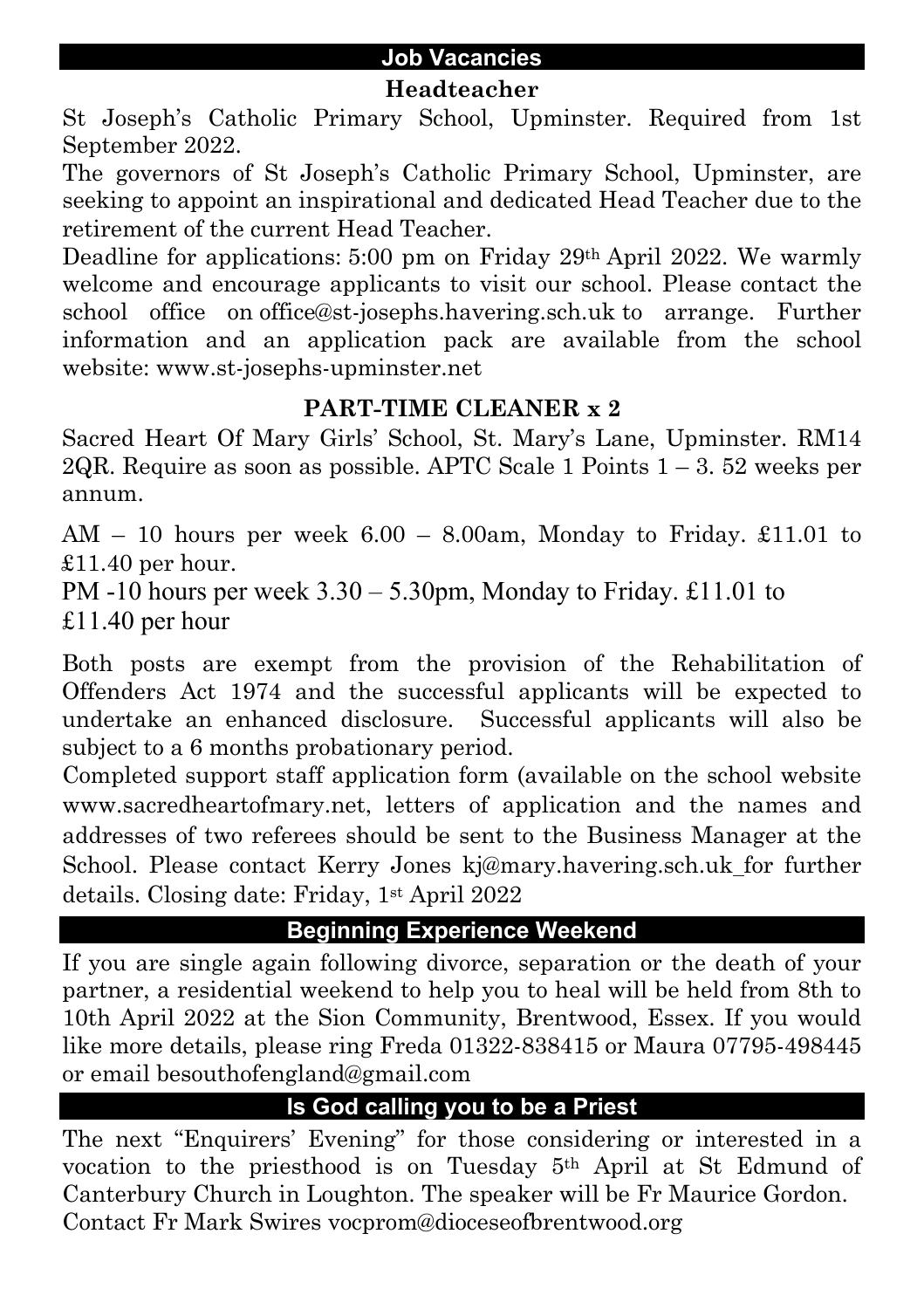## Job Vacancies

### Headteacher

St Joseph's Catholic Primary School, Upminster. Required from 1st September 2022.

The governors of St Joseph's Catholic Primary School, Upminster, are seeking to appoint an inspirational and dedicated Head Teacher due to the retirement of the current Head Teacher.

Deadline for applications: 5:00 pm on Friday 29th April 2022. We warmly welcome and encourage applicants to visit our school. Please contact the school office on office@st-josephs.havering.sch.uk to arrange. Further information and an application pack are available from the school website: www.st-josephs-upminster.net

### PART-TIME CLEANER x 2

Sacred Heart Of Mary Girls' School, St. Mary's Lane, Upminster. RM14 2QR. Require as soon as possible. APTC Scale 1 Points 1 – 3. 52 weeks per annum.

AM – 10 hours per week 6.00 – 8.00am, Monday to Friday. £11.01 to £11.40 per hour.

PM -10 hours per week 3.30 – 5.30pm, Monday to Friday. £11.01 to £11.40 per hour

Both posts are exempt from the provision of the Rehabilitation of Offenders Act 1974 and the successful applicants will be expected to undertake an enhanced disclosure. Successful applicants will also be subject to a 6 months probationary period.

Completed support staff application form (available on the school website www.sacredheartofmary.net, letters of application and the names and addresses of two referees should be sent to the Business Manager at the School. Please contact Kerry Jones kj@mary.havering.sch.uk for further details. Closing date: Friday, 1st April 2022

## Beginning Experience Weekend

If you are single again following divorce, separation or the death of your partner, a residential weekend to help you to heal will be held from 8th to 10th April 2022 at the Sion Community, Brentwood, Essex. If you would like more details, please ring Freda 01322-838415 or Maura 07795-498445 or email besouthofengland@gmail.com

## Is God calling you to be a Priest

The next "Enquirers' Evening" for those considering or interested in a vocation to the priesthood is on Tuesday 5th April at St Edmund of Canterbury Church in Loughton. The speaker will be Fr Maurice Gordon. Contact Fr Mark Swires vocprom@dioceseofbrentwood.org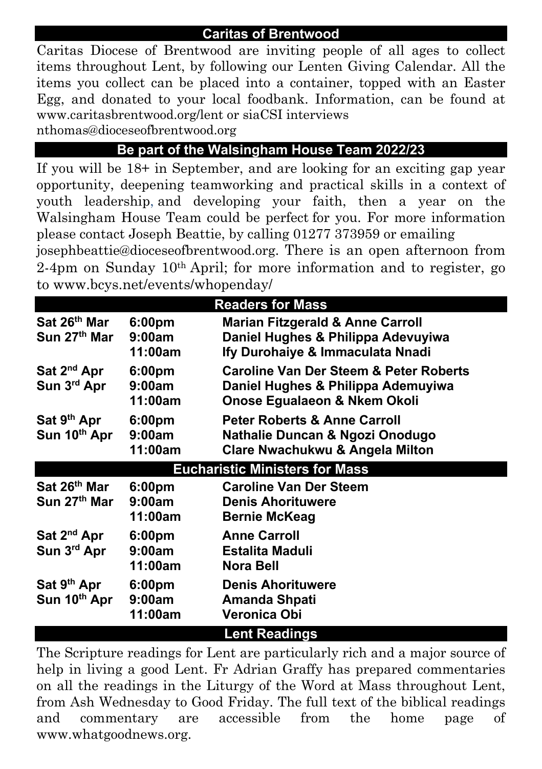## Caritas of Brentwood

Caritas Diocese of Brentwood are inviting people of all ages to collect items throughout Lent, by following our Lenten Giving Calendar. All the items you collect can be placed into a container, topped with an Easter Egg, and donated to your local foodbank. Information, can be found at www.caritasbrentwood.org/lent or siaCSI interviews nthomas@dioceseofbrentwood.org

## Be part of the Walsingham House Team 2022/23

If you will be 18+ in September, and are looking for an exciting gap year opportunity, deepening teamworking and practical skills in a context of youth leadership, and developing your faith, then a year on the Walsingham House Team could be perfect for you. For more information please contact Joseph Beattie, by calling 01277 373959 or emailing josephbeattie@dioceseofbrentwood.org. There is an open afternoon from 2-4pm on Sunday 10th April; for more information and to register, go to www.bcys.net/events/whopenday/

## Readers for Mass

| | | |
|---|---|---|
| **Sat 26th Mar** | **6:00pm** | **Marian Fitzgerald & Anne Carroll** |
| **Sun 27th Mar** | **9:00am** | **Daniel Hughes & Philippa Adevuyiwa** |
| | **11:00am** | **Ify Durohaiye & Immaculata Nnadi** |
| **Sat 2nd Apr** | **6:00pm** | **Caroline Van Der Steem & Peter Roberts** |
| **Sun 3rd Apr** | **9:00am** | **Daniel Hughes & Philippa Ademuyiwa** |
| | **11:00am** | **Onose Egualaeon & Nkem Okoli** |
| **Sat 9th Apr** | **6:00pm** | **Peter Roberts & Anne Carroll** |
| **Sun 10th Apr** | **9:00am** | **Nathalie Duncan & Ngozi Onodugo** |
| | **11:00am** | **Clare Nwachukwu & Angela Milton** |

## Eucharistic Ministers for Mass

| | | |
|---|---|---|
| **Sat 26th Mar** | **6:00pm** | **Caroline Van Der Steem** |
| **Sun 27th Mar** | **9:00am** | **Denis Ahorituwere** |
| | **11:00am** | **Bernie McKeag** |
| **Sat 2nd Apr** | **6:00pm** | **Anne Carroll** |
| **Sun 3rd Apr** | **9:00am** | **Estalita Maduli** |
| | **11:00am** | **Nora Bell** |
| **Sat 9th Apr** | **6:00pm** | **Denis Ahorituwere** |
| **Sun 10th Apr** | **9:00am** | **Amanda Shpati** |
| | **11:00am** | **Veronica Obi** |

## Lent Readings

The Scripture readings for Lent are particularly rich and a major source of help in living a good Lent. Fr Adrian Graffy has prepared commentaries on all the readings in the Liturgy of the Word at Mass throughout Lent, from Ash Wednesday to Good Friday. The full text of the biblical readings and commentary are accessible from the home page of www.whatgoodnews.org.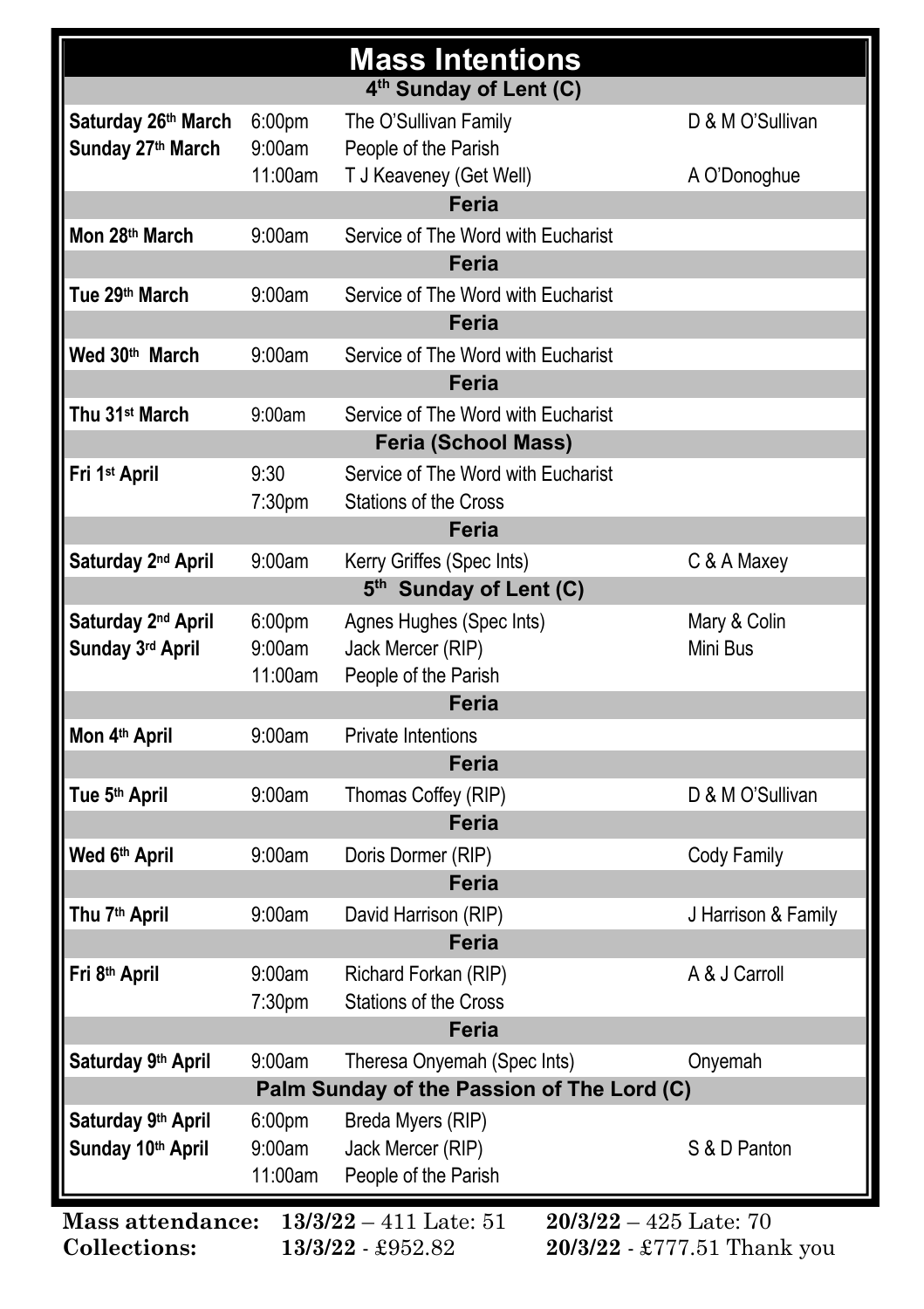# Mass Intentions

| | | | |
|---|---|---|---|
| **4th Sunday of Lent (C)** | | | |
| **Saturday 26th March** | 6:00pm | The O'Sullivan Family | D & M O'Sullivan |
| **Sunday 27th March** | 9:00am | People of the Parish | |
| | 11:00am | T J Keaveney (Get Well) | A O'Donoghue |
| **Feria** | | | |
| **Mon 28th March** | 9:00am | Service of The Word with Eucharist | |
| **Feria** | | | |
| **Tue 29th March** | 9:00am | Service of The Word with Eucharist | |
| **Feria** | | | |
| **Wed 30th March** | 9:00am | Service of The Word with Eucharist | |
| **Feria** | | | |
| **Thu 31st March** | 9:00am | Service of The Word with Eucharist | |
| **Feria (School Mass)** | | | |
| **Fri 1st April** | 9:30 | Service of The Word with Eucharist | |
| | 7:30pm | Stations of the Cross | |
| **Feria** | | | |
| **Saturday 2nd April** | 9:00am | Kerry Griffes (Spec Ints) | C & A Maxey |
| **5th Sunday of Lent (C)** | | | |
| **Saturday 2nd April** | 6:00pm | Agnes Hughes (Spec Ints) | Mary & Colin |
| **Sunday 3rd April** | 9:00am | Jack Mercer (RIP) | Mini Bus |
| | 11:00am | People of the Parish | |
| **Feria** | | | |
| **Mon 4th April** | 9:00am | Private Intentions | |
| **Feria** | | | |
| **Tue 5th April** | 9:00am | Thomas Coffey (RIP) | D & M O'Sullivan |
| **Feria** | | | |
| **Wed 6th April** | 9:00am | Doris Dormer (RIP) | Cody Family |
| **Feria** | | | |
| **Thu 7th April** | 9:00am | David Harrison (RIP) | J Harrison & Family |
| **Feria** | | | |
| **Fri 8th April** | 9:00am | Richard Forkan (RIP) | A & J Carroll |
| | 7:30pm | Stations of the Cross | |
| **Feria** | | | |
| **Saturday 9th April** | 9:00am | Theresa Onyemah (Spec Ints) | Onyemah |
| **Palm Sunday of the Passion of The Lord (C)** | | | |
| **Saturday 9th April** | 6:00pm | Breda Myers (RIP) | |
| **Sunday 10th April** | 9:00am | Jack Mercer (RIP) | S & D Panton |
| | 11:00am | People of the Parish | |

**Mass attendance:** **13/3/22** – 411 Late: 51 **20/3/22** – 425 Late: 70

**Collections:** **13/3/22** - £952.82 **20/3/22** - £777.51 Thank you